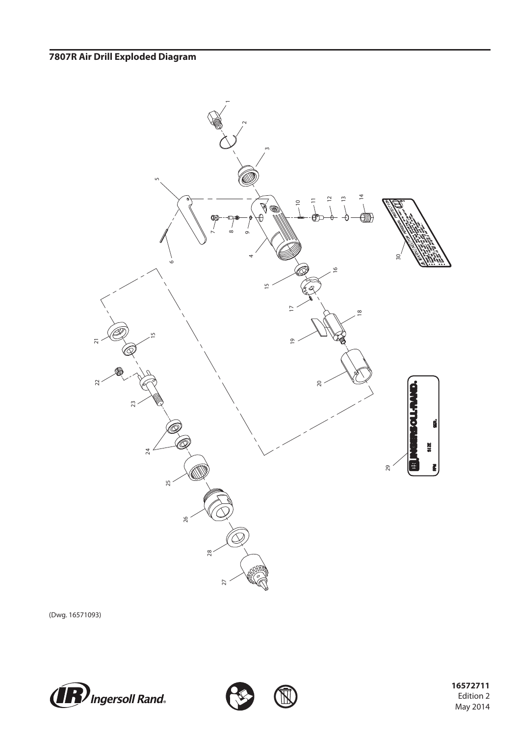## 7807R Air Drill Exploded Diagram

(Dwg. 16571093)

**16572711**
Edition 2
May 2014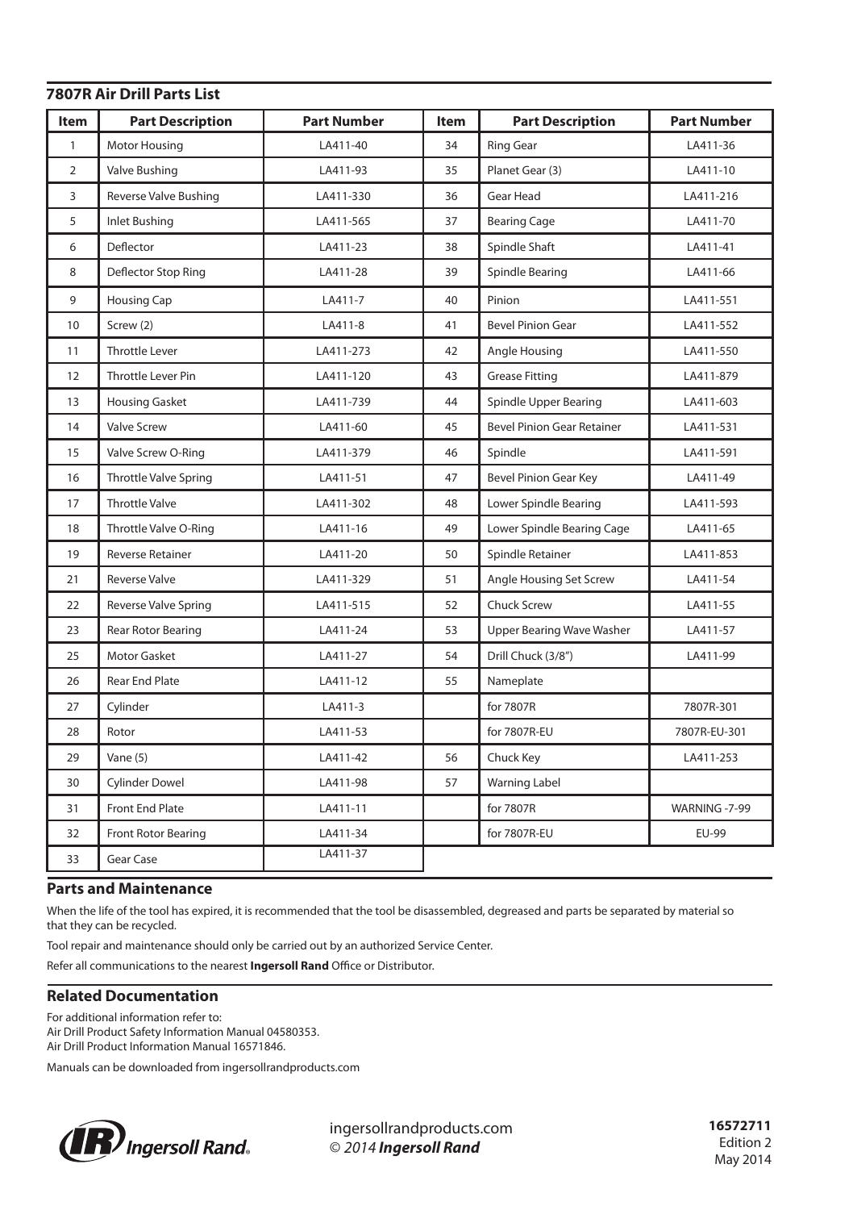## 7807R Air Drill Parts List

| Item | Part Description | Part Number | Item | Part Description | Part Number |
|---|---|---|---|---|---|
| 1 | Motor Housing | LA411-40 | 34 | Ring Gear | LA411-36 |
| 2 | Valve Bushing | LA411-93 | 35 | Planet Gear (3) | LA411-10 |
| 3 | Reverse Valve Bushing | LA411-330 | 36 | Gear Head | LA411-216 |
| 5 | Inlet Bushing | LA411-565 | 37 | Bearing Cage | LA411-70 |
| 6 | Deflector | LA411-23 | 38 | Spindle Shaft | LA411-41 |
| 8 | Deflector Stop Ring | LA411-28 | 39 | Spindle Bearing | LA411-66 |
| 9 | Housing Cap | LA411-7 | 40 | Pinion | LA411-551 |
| 10 | Screw (2) | LA411-8 | 41 | Bevel Pinion Gear | LA411-552 |
| 11 | Throttle Lever | LA411-273 | 42 | Angle Housing | LA411-550 |
| 12 | Throttle Lever Pin | LA411-120 | 43 | Grease Fitting | LA411-879 |
| 13 | Housing Gasket | LA411-739 | 44 | Spindle Upper Bearing | LA411-603 |
| 14 | Valve Screw | LA411-60 | 45 | Bevel Pinion Gear Retainer | LA411-531 |
| 15 | Valve Screw O-Ring | LA411-379 | 46 | Spindle | LA411-591 |
| 16 | Throttle Valve Spring | LA411-51 | 47 | Bevel Pinion Gear Key | LA411-49 |
| 17 | Throttle Valve | LA411-302 | 48 | Lower Spindle Bearing | LA411-593 |
| 18 | Throttle Valve O-Ring | LA411-16 | 49 | Lower Spindle Bearing Cage | LA411-65 |
| 19 | Reverse Retainer | LA411-20 | 50 | Spindle Retainer | LA411-853 |
| 21 | Reverse Valve | LA411-329 | 51 | Angle Housing Set Screw | LA411-54 |
| 22 | Reverse Valve Spring | LA411-515 | 52 | Chuck Screw | LA411-55 |
| 23 | Rear Rotor Bearing | LA411-24 | 53 | Upper Bearing Wave Washer | LA411-57 |
| 25 | Motor Gasket | LA411-27 | 54 | Drill Chuck (3/8") | LA411-99 |
| 26 | Rear End Plate | LA411-12 | 55 | Nameplate | |
| 27 | Cylinder | LA411-3 | | for 7807R | 7807R-301 |
| 28 | Rotor | LA411-53 | | for 7807R-EU | 7807R-EU-301 |
| 29 | Vane (5) | LA411-42 | 56 | Chuck Key | LA411-253 |
| 30 | Cylinder Dowel | LA411-98 | 57 | Warning Label | |
| 31 | Front End Plate | LA411-11 | | for 7807R | WARNING -7-99 |
| 32 | Front Rotor Bearing | LA411-34 | | for 7807R-EU | EU-99 |
| 33 | Gear Case | LA411-37 | | | |

## Parts and Maintenance

When the life of the tool has expired, it is recommended that the tool be disassembled, degreased and parts be separated by material so that they can be recycled.

Tool repair and maintenance should only be carried out by an authorized Service Center.

Refer all communications to the nearest **Ingersoll Rand** Office or Distributor.

## Related Documentation

For additional information refer to:
Air Drill Product Safety Information Manual 04580353.
Air Drill Product Information Manual 16571846.

Manuals can be downloaded from ingersollrandproducts.com

ingersollrandproducts.com
© 2014 ***Ingersoll Rand***

**16572711**
Edition 2
May 2014